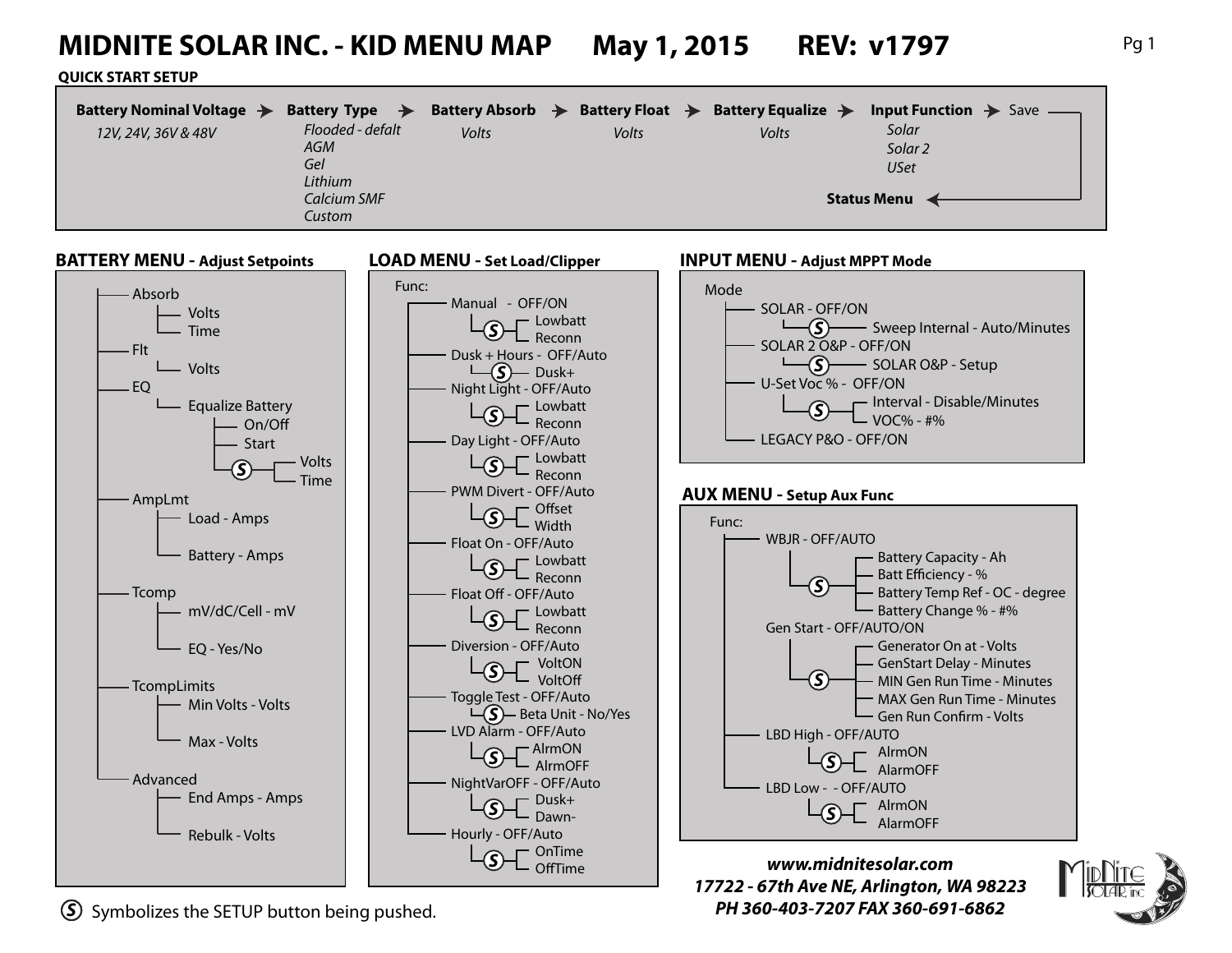# MIDNITE SOLAR INC. - KID MENU MAP May 1, 2015 REV: v1797

## QUICK START SETUP

**Battery Nominal Voltage** → **Battery Type** → **Battery Absorb** → **Battery Float** → **Battery Equalize** → **Input Function** → Save → **Status Menu**

- **Battery Nominal Voltage**: *12V, 24V, 36V & 48V*
- **Battery Type**: *Flooded - defalt*, *AGM*, *Gel*, *Lithium*, *Calcium SMF*, *Custom*
- **Battery Absorb**: *Volts*
- **Battery Float**: *Volts*
- **Battery Equalize**: *Volts*
- **Input Function**: *Solar*, *Solar 2*, *USet*

## BATTERY MENU - Adjust Setpoints

- Absorb
  - Volts
  - Time
- Flt
  - Volts
- EQ
  - Equalize Battery
    - On/Off
    - Start
    - (S)
      - Volts
      - Time
- AmpLmt
  - Load - Amps
  - Battery - Amps
- Tcomp
  - mV/dC/Cell - mV
  - EQ - Yes/No
- TcompLimits
  - Min Volts - Volts
  - Max - Volts
- Advanced
  - End Amps - Amps
  - Rebulk - Volts

## LOAD MENU - Set Load/Clipper

Func:

- Manual - OFF/ON
  - (S) Lowbatt / Reconn
- Dusk + Hours - OFF/Auto
  - (S) Dusk+
- Night Light - OFF/Auto
  - (S) Lowbatt / Reconn
- Day Light - OFF/Auto
  - (S) Lowbatt / Reconn
- PWM Divert - OFF/Auto
  - (S) Offset / Width
- Float On - OFF/Auto
  - (S) Lowbatt / Reconn
- Float Off - OFF/Auto
  - (S) Lowbatt / Reconn
- Diversion - OFF/Auto
  - (S) VoltON / VoltOff
- Toggle Test - OFF/Auto
  - (S) Beta Unit - No/Yes
- LVD Alarm - OFF/Auto
  - (S) AlrmON / AlrmOFF
- NightVarOFF - OFF/Auto
  - (S) Dusk+ / Dawn-
- Hourly - OFF/Auto
  - (S) OnTime / OffTime

## INPUT MENU - Adjust MPPT Mode

Mode

- SOLAR - OFF/ON
  - (S) Sweep Internal - Auto/Minutes
- SOLAR 2 O&P - OFF/ON
  - (S) SOLAR O&P - Setup
- U-Set Voc % - OFF/ON
  - (S) Interval - Disable/Minutes / VOC% - #%
- LEGACY P&O - OFF/ON

## AUX MENU - Setup Aux Func

Func:

- WBJR - OFF/AUTO
  - (S)
    - Battery Capacity - Ah
    - Batt Efficiency - %
    - Battery Temp Ref - OC - degree
    - Battery Change % - #%
- Gen Start - OFF/AUTO/ON
  - (S)
    - Generator On at - Volts
    - GenStart Delay - Minutes
    - MIN Gen Run Time - Minutes
    - MAX Gen Run Time - Minutes
    - Gen Run Confirm - Volts
- LBD High - OFF/AUTO
  - (S) AlrmON / AlarmOFF
- LBD Low - - OFF/AUTO
  - (S) AlrmON / AlarmOFF

(S) Symbolizes the SETUP button being pushed.

***www.midnitesolar.com***
***17722 - 67th Ave NE, Arlington, WA 98223***
***PH 360-403-7207 FAX 360-691-6862***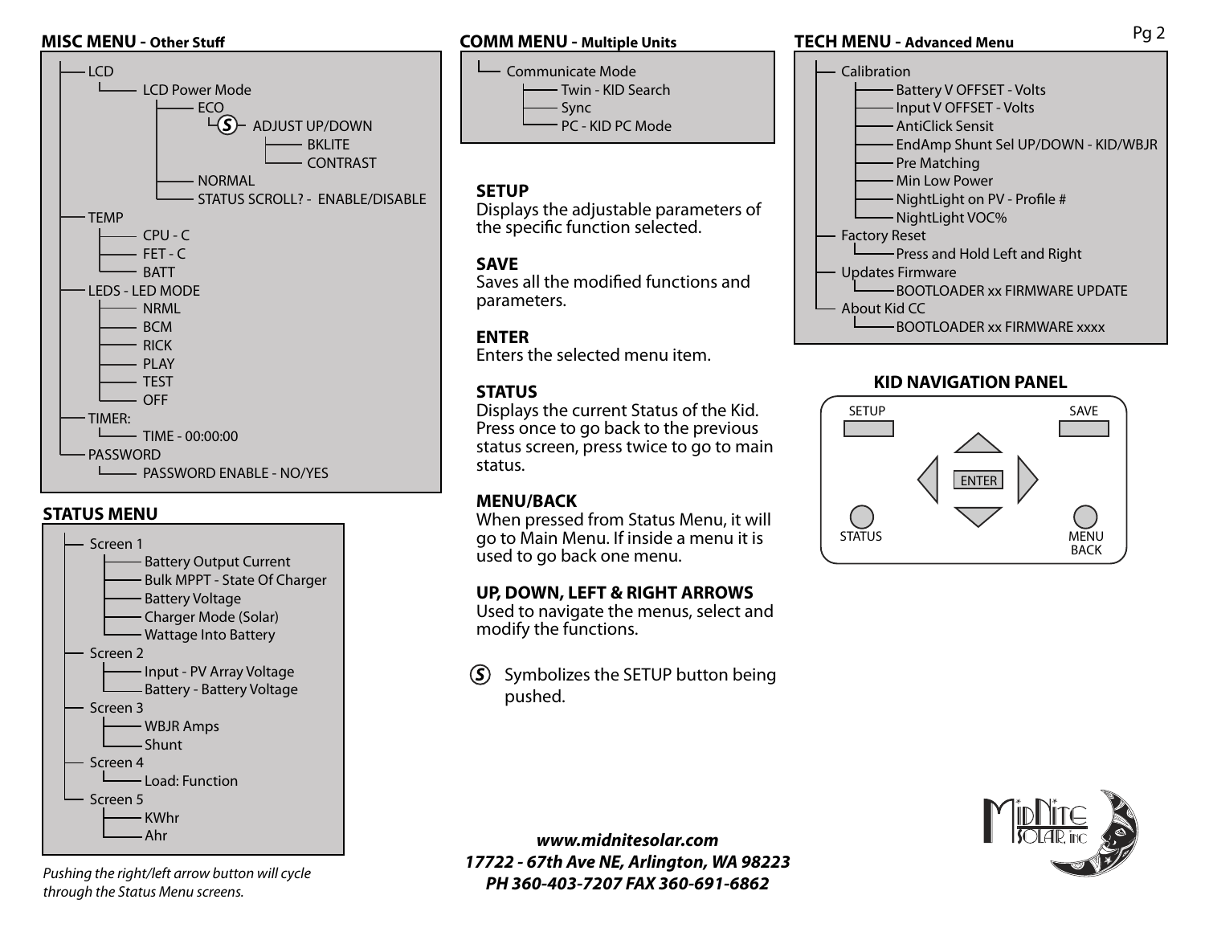## MISC MENU - Other Stuff

- LCD
  - LCD Power Mode
    - ECO
      - Ⓢ ADJUST UP/DOWN
        - BKLITE
        - CONTRAST
    - NORMAL
    - STATUS SCROLL? - ENABLE/DISABLE
- TEMP
  - CPU - C
  - FET - C
  - BATT
- LEDS - LED MODE
  - NRML
  - BCM
  - RICK
  - PLAY
  - TEST
  - OFF
- TIMER:
  - TIME - 00:00:00
- PASSWORD
  - PASSWORD ENABLE - NO/YES

## STATUS MENU

- Screen 1
  - Battery Output Current
  - Bulk MPPT - State Of Charger
  - Battery Voltage
  - Charger Mode (Solar)
  - Wattage Into Battery
- Screen 2
  - Input - PV Array Voltage
  - Battery - Battery Voltage
- Screen 3
  - WBJR Amps
  - Shunt
- Screen 4
  - Load: Function
- Screen 5
  - KWhr
  - Ahr

*Pushing the right/left arrow button will cycle through the Status Menu screens.*

## COMM MENU - Multiple Units

- Communicate Mode
  - Twin - KID Search
  - Sync
  - PC - KID PC Mode

**SETUP**
Displays the adjustable parameters of the specific function selected.

**SAVE**
Saves all the modified functions and parameters.

**ENTER**
Enters the selected menu item.

**STATUS**
Displays the current Status of the Kid. Press once to go back to the previous status screen, press twice to go to main status.

**MENU/BACK**
When pressed from Status Menu, it will go to Main Menu. If inside a menu it is used to go back one menu.

**UP, DOWN, LEFT & RIGHT ARROWS**
Used to navigate the menus, select and modify the functions.

Ⓢ Symbolizes the SETUP button being pushed.

## TECH MENU - Advanced Menu

- Calibration
  - Battery V OFFSET - Volts
  - Input V OFFSET - Volts
  - AntiClick Sensit
  - EndAmp Shunt Sel UP/DOWN - KID/WBJR
  - Pre Matching
  - Min Low Power
  - NightLight on PV - Profile #
  - NightLight VOC%
- Factory Reset
  - Press and Hold Left and Right
- Updates Firmware
  - BOOTLOADER xx FIRMWARE UPDATE
- About Kid CC
  - BOOTLOADER xx FIRMWARE xxxx

## KID NAVIGATION PANEL

SETUP
SAVE
ENTER
STATUS
MENU BACK

***www.midnitesolar.com***
***17722 - 67th Ave NE, Arlington, WA 98223***
***PH 360-403-7207 FAX 360-691-6862***